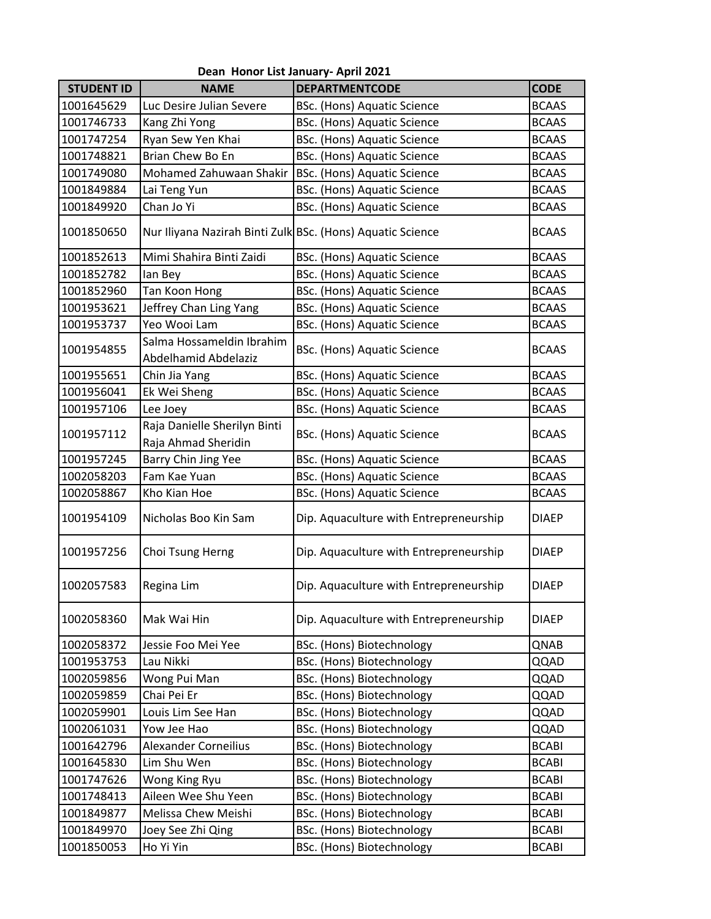# Dean Honor List January- April 2021

| STUDENT ID | NAME | DEPARTMENTCODE | CODE |
|---|---|---|---|
| 1001645629 | Luc Desire Julian Severe | BSc. (Hons) Aquatic Science | BCAAS |
| 1001746733 | Kang Zhi Yong | BSc. (Hons) Aquatic Science | BCAAS |
| 1001747254 | Ryan Sew Yen Khai | BSc. (Hons) Aquatic Science | BCAAS |
| 1001748821 | Brian Chew Bo En | BSc. (Hons) Aquatic Science | BCAAS |
| 1001749080 | Mohamed Zahuwaan Shakir | BSc. (Hons) Aquatic Science | BCAAS |
| 1001849884 | Lai Teng Yun | BSc. (Hons) Aquatic Science | BCAAS |
| 1001849920 | Chan Jo Yi | BSc. (Hons) Aquatic Science | BCAAS |
| 1001850650 | Nur Iliyana Nazirah Binti Zulk | BSc. (Hons) Aquatic Science | BCAAS |
| 1001852613 | Mimi Shahira Binti Zaidi | BSc. (Hons) Aquatic Science | BCAAS |
| 1001852782 | Ian Bey | BSc. (Hons) Aquatic Science | BCAAS |
| 1001852960 | Tan Koon Hong | BSc. (Hons) Aquatic Science | BCAAS |
| 1001953621 | Jeffrey Chan Ling Yang | BSc. (Hons) Aquatic Science | BCAAS |
| 1001953737 | Yeo Wooi Lam | BSc. (Hons) Aquatic Science | BCAAS |
| 1001954855 | Salma Hossameldin Ibrahim Abdelhamid Abdelaziz | BSc. (Hons) Aquatic Science | BCAAS |
| 1001955651 | Chin Jia Yang | BSc. (Hons) Aquatic Science | BCAAS |
| 1001956041 | Ek Wei Sheng | BSc. (Hons) Aquatic Science | BCAAS |
| 1001957106 | Lee Joey | BSc. (Hons) Aquatic Science | BCAAS |
| 1001957112 | Raja Danielle Sherilyn Binti Raja Ahmad Sheridin | BSc. (Hons) Aquatic Science | BCAAS |
| 1001957245 | Barry Chin Jing Yee | BSc. (Hons) Aquatic Science | BCAAS |
| 1002058203 | Fam Kae Yuan | BSc. (Hons) Aquatic Science | BCAAS |
| 1002058867 | Kho Kian Hoe | BSc. (Hons) Aquatic Science | BCAAS |
| 1001954109 | Nicholas Boo Kin Sam | Dip. Aquaculture with Entrepreneurship | DIAEP |
| 1001957256 | Choi Tsung Herng | Dip. Aquaculture with Entrepreneurship | DIAEP |
| 1002057583 | Regina Lim | Dip. Aquaculture with Entrepreneurship | DIAEP |
| 1002058360 | Mak Wai Hin | Dip. Aquaculture with Entrepreneurship | DIAEP |
| 1002058372 | Jessie Foo Mei Yee | BSc. (Hons) Biotechnology | QNAB |
| 1001953753 | Lau Nikki | BSc. (Hons) Biotechnology | QQAD |
| 1002059856 | Wong Pui Man | BSc. (Hons) Biotechnology | QQAD |
| 1002059859 | Chai Pei Er | BSc. (Hons) Biotechnology | QQAD |
| 1002059901 | Louis Lim See Han | BSc. (Hons) Biotechnology | QQAD |
| 1002061031 | Yow Jee Hao | BSc. (Hons) Biotechnology | QQAD |
| 1001642796 | Alexander Corneilius | BSc. (Hons) Biotechnology | BCABI |
| 1001645830 | Lim Shu Wen | BSc. (Hons) Biotechnology | BCABI |
| 1001747626 | Wong King Ryu | BSc. (Hons) Biotechnology | BCABI |
| 1001748413 | Aileen Wee Shu Yeen | BSc. (Hons) Biotechnology | BCABI |
| 1001849877 | Melissa Chew Meishi | BSc. (Hons) Biotechnology | BCABI |
| 1001849970 | Joey See Zhi Qing | BSc. (Hons) Biotechnology | BCABI |
| 1001850053 | Ho Yi Yin | BSc. (Hons) Biotechnology | BCABI |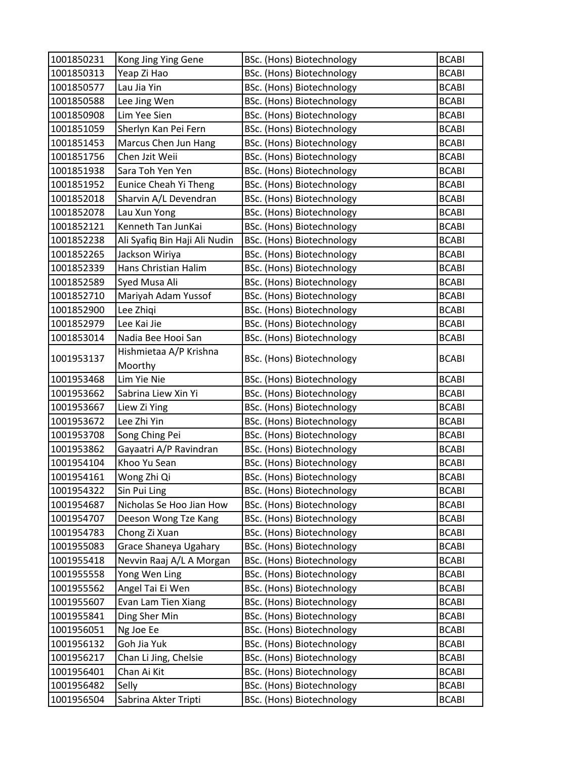| 1001850231 | Kong Jing Ying Gene | BSc. (Hons) Biotechnology | BCABI |
|---|---|---|---|
| 1001850313 | Yeap Zi Hao | BSc. (Hons) Biotechnology | BCABI |
| 1001850577 | Lau Jia Yin | BSc. (Hons) Biotechnology | BCABI |
| 1001850588 | Lee Jing Wen | BSc. (Hons) Biotechnology | BCABI |
| 1001850908 | Lim Yee Sien | BSc. (Hons) Biotechnology | BCABI |
| 1001851059 | Sherlyn Kan Pei Fern | BSc. (Hons) Biotechnology | BCABI |
| 1001851453 | Marcus Chen Jun Hang | BSc. (Hons) Biotechnology | BCABI |
| 1001851756 | Chen Jzit Weii | BSc. (Hons) Biotechnology | BCABI |
| 1001851938 | Sara Toh Yen Yen | BSc. (Hons) Biotechnology | BCABI |
| 1001851952 | Eunice Cheah Yi Theng | BSc. (Hons) Biotechnology | BCABI |
| 1001852018 | Sharvin A/L Devendran | BSc. (Hons) Biotechnology | BCABI |
| 1001852078 | Lau Xun Yong | BSc. (Hons) Biotechnology | BCABI |
| 1001852121 | Kenneth Tan JunKai | BSc. (Hons) Biotechnology | BCABI |
| 1001852238 | Ali Syafiq Bin Haji Ali Nudin | BSc. (Hons) Biotechnology | BCABI |
| 1001852265 | Jackson Wiriya | BSc. (Hons) Biotechnology | BCABI |
| 1001852339 | Hans Christian Halim | BSc. (Hons) Biotechnology | BCABI |
| 1001852589 | Syed Musa Ali | BSc. (Hons) Biotechnology | BCABI |
| 1001852710 | Mariyah Adam Yussof | BSc. (Hons) Biotechnology | BCABI |
| 1001852900 | Lee Zhiqi | BSc. (Hons) Biotechnology | BCABI |
| 1001852979 | Lee Kai Jie | BSc. (Hons) Biotechnology | BCABI |
| 1001853014 | Nadia Bee Hooi San | BSc. (Hons) Biotechnology | BCABI |
| 1001953137 | Hishmietaa A/P Krishna Moorthy | BSc. (Hons) Biotechnology | BCABI |
| 1001953468 | Lim Yie Nie | BSc. (Hons) Biotechnology | BCABI |
| 1001953662 | Sabrina Liew Xin Yi | BSc. (Hons) Biotechnology | BCABI |
| 1001953667 | Liew Zi Ying | BSc. (Hons) Biotechnology | BCABI |
| 1001953672 | Lee Zhi Yin | BSc. (Hons) Biotechnology | BCABI |
| 1001953708 | Song Ching Pei | BSc. (Hons) Biotechnology | BCABI |
| 1001953862 | Gayaatri A/P Ravindran | BSc. (Hons) Biotechnology | BCABI |
| 1001954104 | Khoo Yu Sean | BSc. (Hons) Biotechnology | BCABI |
| 1001954161 | Wong Zhi Qi | BSc. (Hons) Biotechnology | BCABI |
| 1001954322 | Sin Pui Ling | BSc. (Hons) Biotechnology | BCABI |
| 1001954687 | Nicholas Se Hoo Jian How | BSc. (Hons) Biotechnology | BCABI |
| 1001954707 | Deeson Wong Tze Kang | BSc. (Hons) Biotechnology | BCABI |
| 1001954783 | Chong Zi Xuan | BSc. (Hons) Biotechnology | BCABI |
| 1001955083 | Grace Shaneya Ugahary | BSc. (Hons) Biotechnology | BCABI |
| 1001955418 | Nevvin Raaj A/L A Morgan | BSc. (Hons) Biotechnology | BCABI |
| 1001955558 | Yong Wen Ling | BSc. (Hons) Biotechnology | BCABI |
| 1001955562 | Angel Tai Ei Wen | BSc. (Hons) Biotechnology | BCABI |
| 1001955607 | Evan Lam Tien Xiang | BSc. (Hons) Biotechnology | BCABI |
| 1001955841 | Ding Sher Min | BSc. (Hons) Biotechnology | BCABI |
| 1001956051 | Ng Joe Ee | BSc. (Hons) Biotechnology | BCABI |
| 1001956132 | Goh Jia Yuk | BSc. (Hons) Biotechnology | BCABI |
| 1001956217 | Chan Li Jing, Chelsie | BSc. (Hons) Biotechnology | BCABI |
| 1001956401 | Chan Ai Kit | BSc. (Hons) Biotechnology | BCABI |
| 1001956482 | Selly | BSc. (Hons) Biotechnology | BCABI |
| 1001956504 | Sabrina Akter Tripti | BSc. (Hons) Biotechnology | BCABI |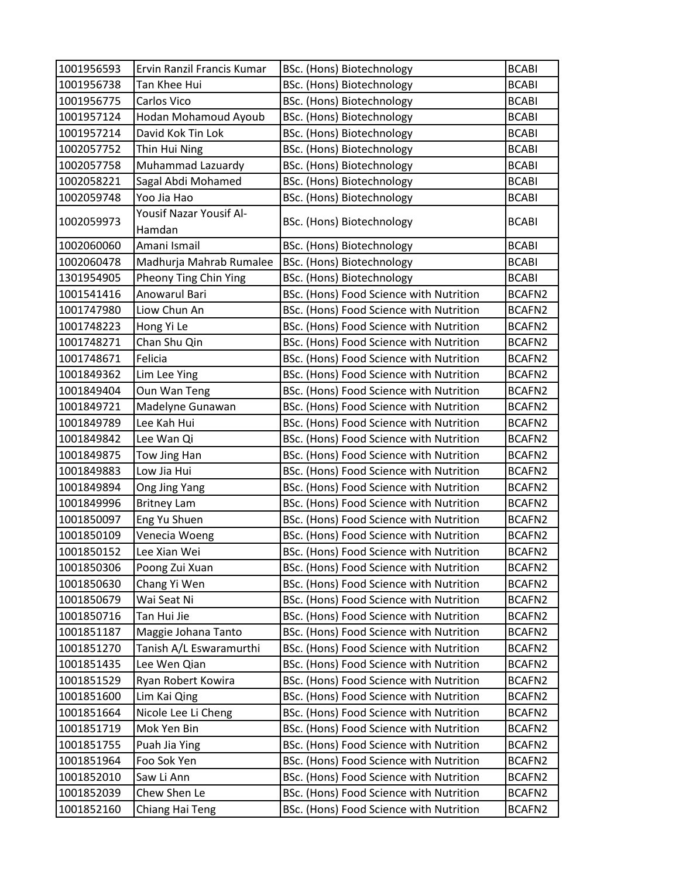| 1001956593 | Ervin Ranzil Francis Kumar | BSc. (Hons) Biotechnology | BCABI |
|---|---|---|---|
| 1001956738 | Tan Khee Hui | BSc. (Hons) Biotechnology | BCABI |
| 1001956775 | Carlos Vico | BSc. (Hons) Biotechnology | BCABI |
| 1001957124 | Hodan Mohamoud Ayoub | BSc. (Hons) Biotechnology | BCABI |
| 1001957214 | David Kok Tin Lok | BSc. (Hons) Biotechnology | BCABI |
| 1002057752 | Thin Hui Ning | BSc. (Hons) Biotechnology | BCABI |
| 1002057758 | Muhammad Lazuardy | BSc. (Hons) Biotechnology | BCABI |
| 1002058221 | Sagal Abdi Mohamed | BSc. (Hons) Biotechnology | BCABI |
| 1002059748 | Yoo Jia Hao | BSc. (Hons) Biotechnology | BCABI |
| 1002059973 | Yousif Nazar Yousif Al-Hamdan | BSc. (Hons) Biotechnology | BCABI |
| 1002060060 | Amani Ismail | BSc. (Hons) Biotechnology | BCABI |
| 1002060478 | Madhurja Mahrab Rumalee | BSc. (Hons) Biotechnology | BCABI |
| 1301954905 | Pheony Ting Chin Ying | BSc. (Hons) Biotechnology | BCABI |
| 1001541416 | Anowarul Bari | BSc. (Hons) Food Science with Nutrition | BCAFN2 |
| 1001747980 | Liow Chun An | BSc. (Hons) Food Science with Nutrition | BCAFN2 |
| 1001748223 | Hong Yi Le | BSc. (Hons) Food Science with Nutrition | BCAFN2 |
| 1001748271 | Chan Shu Qin | BSc. (Hons) Food Science with Nutrition | BCAFN2 |
| 1001748671 | Felicia | BSc. (Hons) Food Science with Nutrition | BCAFN2 |
| 1001849362 | Lim Lee Ying | BSc. (Hons) Food Science with Nutrition | BCAFN2 |
| 1001849404 | Oun Wan Teng | BSc. (Hons) Food Science with Nutrition | BCAFN2 |
| 1001849721 | Madelyne Gunawan | BSc. (Hons) Food Science with Nutrition | BCAFN2 |
| 1001849789 | Lee Kah Hui | BSc. (Hons) Food Science with Nutrition | BCAFN2 |
| 1001849842 | Lee Wan Qi | BSc. (Hons) Food Science with Nutrition | BCAFN2 |
| 1001849875 | Tow Jing Han | BSc. (Hons) Food Science with Nutrition | BCAFN2 |
| 1001849883 | Low Jia Hui | BSc. (Hons) Food Science with Nutrition | BCAFN2 |
| 1001849894 | Ong Jing Yang | BSc. (Hons) Food Science with Nutrition | BCAFN2 |
| 1001849996 | Britney Lam | BSc. (Hons) Food Science with Nutrition | BCAFN2 |
| 1001850097 | Eng Yu Shuen | BSc. (Hons) Food Science with Nutrition | BCAFN2 |
| 1001850109 | Venecia Woeng | BSc. (Hons) Food Science with Nutrition | BCAFN2 |
| 1001850152 | Lee Xian Wei | BSc. (Hons) Food Science with Nutrition | BCAFN2 |
| 1001850306 | Poong Zui Xuan | BSc. (Hons) Food Science with Nutrition | BCAFN2 |
| 1001850630 | Chang Yi Wen | BSc. (Hons) Food Science with Nutrition | BCAFN2 |
| 1001850679 | Wai Seat Ni | BSc. (Hons) Food Science with Nutrition | BCAFN2 |
| 1001850716 | Tan Hui Jie | BSc. (Hons) Food Science with Nutrition | BCAFN2 |
| 1001851187 | Maggie Johana Tanto | BSc. (Hons) Food Science with Nutrition | BCAFN2 |
| 1001851270 | Tanish A/L Eswaramurthi | BSc. (Hons) Food Science with Nutrition | BCAFN2 |
| 1001851435 | Lee Wen Qian | BSc. (Hons) Food Science with Nutrition | BCAFN2 |
| 1001851529 | Ryan Robert Kowira | BSc. (Hons) Food Science with Nutrition | BCAFN2 |
| 1001851600 | Lim Kai Qing | BSc. (Hons) Food Science with Nutrition | BCAFN2 |
| 1001851664 | Nicole Lee Li Cheng | BSc. (Hons) Food Science with Nutrition | BCAFN2 |
| 1001851719 | Mok Yen Bin | BSc. (Hons) Food Science with Nutrition | BCAFN2 |
| 1001851755 | Puah Jia Ying | BSc. (Hons) Food Science with Nutrition | BCAFN2 |
| 1001851964 | Foo Sok Yen | BSc. (Hons) Food Science with Nutrition | BCAFN2 |
| 1001852010 | Saw Li Ann | BSc. (Hons) Food Science with Nutrition | BCAFN2 |
| 1001852039 | Chew Shen Le | BSc. (Hons) Food Science with Nutrition | BCAFN2 |
| 1001852160 | Chiang Hai Teng | BSc. (Hons) Food Science with Nutrition | BCAFN2 |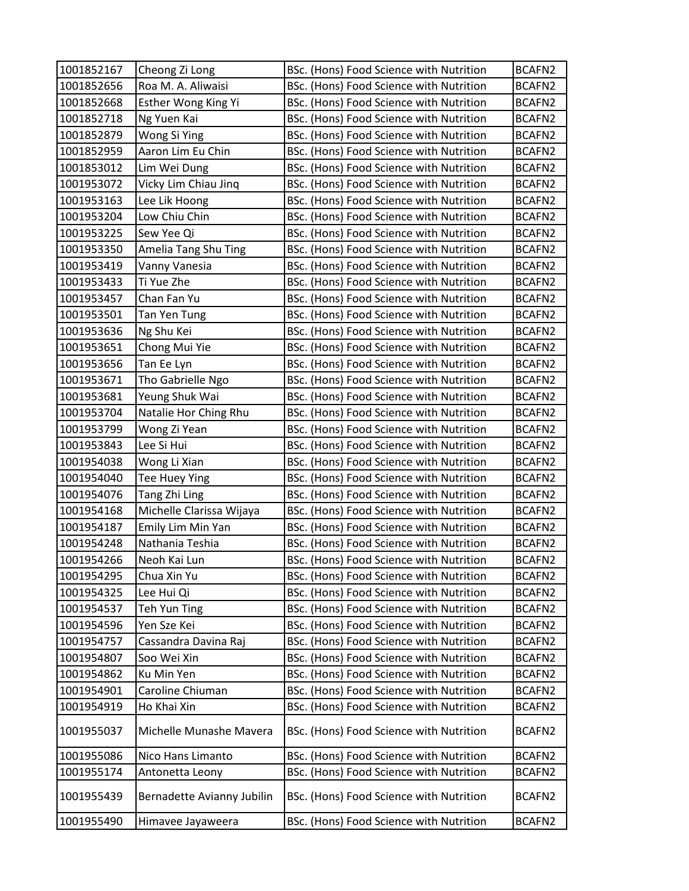| 1001852167 | Cheong Zi Long | BSc. (Hons) Food Science with Nutrition | BCAFN2 |
|---|---|---|---|
| 1001852656 | Roa M. A. Aliwaisi | BSc. (Hons) Food Science with Nutrition | BCAFN2 |
| 1001852668 | Esther Wong King Yi | BSc. (Hons) Food Science with Nutrition | BCAFN2 |
| 1001852718 | Ng Yuen Kai | BSc. (Hons) Food Science with Nutrition | BCAFN2 |
| 1001852879 | Wong Si Ying | BSc. (Hons) Food Science with Nutrition | BCAFN2 |
| 1001852959 | Aaron Lim Eu Chin | BSc. (Hons) Food Science with Nutrition | BCAFN2 |
| 1001853012 | Lim Wei Dung | BSc. (Hons) Food Science with Nutrition | BCAFN2 |
| 1001953072 | Vicky Lim Chiau Jinq | BSc. (Hons) Food Science with Nutrition | BCAFN2 |
| 1001953163 | Lee Lik Hoong | BSc. (Hons) Food Science with Nutrition | BCAFN2 |
| 1001953204 | Low Chiu Chin | BSc. (Hons) Food Science with Nutrition | BCAFN2 |
| 1001953225 | Sew Yee Qi | BSc. (Hons) Food Science with Nutrition | BCAFN2 |
| 1001953350 | Amelia Tang Shu Ting | BSc. (Hons) Food Science with Nutrition | BCAFN2 |
| 1001953419 | Vanny Vanesia | BSc. (Hons) Food Science with Nutrition | BCAFN2 |
| 1001953433 | Ti Yue Zhe | BSc. (Hons) Food Science with Nutrition | BCAFN2 |
| 1001953457 | Chan Fan Yu | BSc. (Hons) Food Science with Nutrition | BCAFN2 |
| 1001953501 | Tan Yen Tung | BSc. (Hons) Food Science with Nutrition | BCAFN2 |
| 1001953636 | Ng Shu Kei | BSc. (Hons) Food Science with Nutrition | BCAFN2 |
| 1001953651 | Chong Mui Yie | BSc. (Hons) Food Science with Nutrition | BCAFN2 |
| 1001953656 | Tan Ee Lyn | BSc. (Hons) Food Science with Nutrition | BCAFN2 |
| 1001953671 | Tho Gabrielle Ngo | BSc. (Hons) Food Science with Nutrition | BCAFN2 |
| 1001953681 | Yeung Shuk Wai | BSc. (Hons) Food Science with Nutrition | BCAFN2 |
| 1001953704 | Natalie Hor Ching Rhu | BSc. (Hons) Food Science with Nutrition | BCAFN2 |
| 1001953799 | Wong Zi Yean | BSc. (Hons) Food Science with Nutrition | BCAFN2 |
| 1001953843 | Lee Si Hui | BSc. (Hons) Food Science with Nutrition | BCAFN2 |
| 1001954038 | Wong Li Xian | BSc. (Hons) Food Science with Nutrition | BCAFN2 |
| 1001954040 | Tee Huey Ying | BSc. (Hons) Food Science with Nutrition | BCAFN2 |
| 1001954076 | Tang Zhi Ling | BSc. (Hons) Food Science with Nutrition | BCAFN2 |
| 1001954168 | Michelle Clarissa Wijaya | BSc. (Hons) Food Science with Nutrition | BCAFN2 |
| 1001954187 | Emily Lim Min Yan | BSc. (Hons) Food Science with Nutrition | BCAFN2 |
| 1001954248 | Nathania Teshia | BSc. (Hons) Food Science with Nutrition | BCAFN2 |
| 1001954266 | Neoh Kai Lun | BSc. (Hons) Food Science with Nutrition | BCAFN2 |
| 1001954295 | Chua Xin Yu | BSc. (Hons) Food Science with Nutrition | BCAFN2 |
| 1001954325 | Lee Hui Qi | BSc. (Hons) Food Science with Nutrition | BCAFN2 |
| 1001954537 | Teh Yun Ting | BSc. (Hons) Food Science with Nutrition | BCAFN2 |
| 1001954596 | Yen Sze Kei | BSc. (Hons) Food Science with Nutrition | BCAFN2 |
| 1001954757 | Cassandra Davina Raj | BSc. (Hons) Food Science with Nutrition | BCAFN2 |
| 1001954807 | Soo Wei Xin | BSc. (Hons) Food Science with Nutrition | BCAFN2 |
| 1001954862 | Ku Min Yen | BSc. (Hons) Food Science with Nutrition | BCAFN2 |
| 1001954901 | Caroline Chiuman | BSc. (Hons) Food Science with Nutrition | BCAFN2 |
| 1001954919 | Ho Khai Xin | BSc. (Hons) Food Science with Nutrition | BCAFN2 |
| 1001955037 | Michelle Munashe Mavera | BSc. (Hons) Food Science with Nutrition | BCAFN2 |
| 1001955086 | Nico Hans Limanto | BSc. (Hons) Food Science with Nutrition | BCAFN2 |
| 1001955174 | Antonetta Leony | BSc. (Hons) Food Science with Nutrition | BCAFN2 |
| 1001955439 | Bernadette Avianny Jubilin | BSc. (Hons) Food Science with Nutrition | BCAFN2 |
| 1001955490 | Himavee Jayaweera | BSc. (Hons) Food Science with Nutrition | BCAFN2 |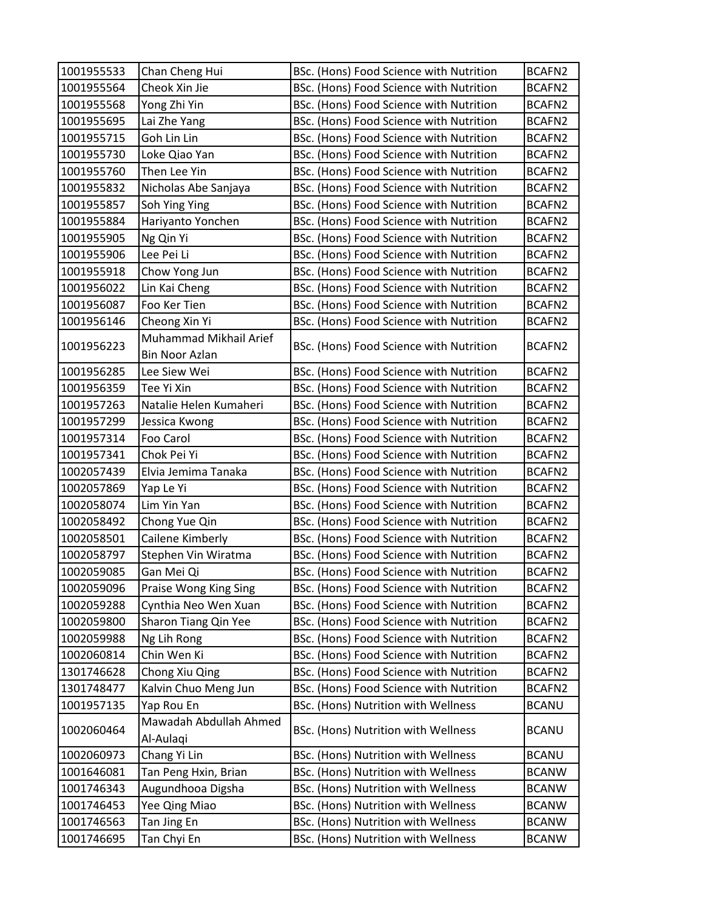| | | | |
|---|---|---|---|
| 1001955533 | Chan Cheng Hui | BSc. (Hons) Food Science with Nutrition | BCAFN2 |
| 1001955564 | Cheok Xin Jie | BSc. (Hons) Food Science with Nutrition | BCAFN2 |
| 1001955568 | Yong Zhi Yin | BSc. (Hons) Food Science with Nutrition | BCAFN2 |
| 1001955695 | Lai Zhe Yang | BSc. (Hons) Food Science with Nutrition | BCAFN2 |
| 1001955715 | Goh Lin Lin | BSc. (Hons) Food Science with Nutrition | BCAFN2 |
| 1001955730 | Loke Qiao Yan | BSc. (Hons) Food Science with Nutrition | BCAFN2 |
| 1001955760 | Then Lee Yin | BSc. (Hons) Food Science with Nutrition | BCAFN2 |
| 1001955832 | Nicholas Abe Sanjaya | BSc. (Hons) Food Science with Nutrition | BCAFN2 |
| 1001955857 | Soh Ying Ying | BSc. (Hons) Food Science with Nutrition | BCAFN2 |
| 1001955884 | Hariyanto Yonchen | BSc. (Hons) Food Science with Nutrition | BCAFN2 |
| 1001955905 | Ng Qin Yi | BSc. (Hons) Food Science with Nutrition | BCAFN2 |
| 1001955906 | Lee Pei Li | BSc. (Hons) Food Science with Nutrition | BCAFN2 |
| 1001955918 | Chow Yong Jun | BSc. (Hons) Food Science with Nutrition | BCAFN2 |
| 1001956022 | Lin Kai Cheng | BSc. (Hons) Food Science with Nutrition | BCAFN2 |
| 1001956087 | Foo Ker Tien | BSc. (Hons) Food Science with Nutrition | BCAFN2 |
| 1001956146 | Cheong Xin Yi | BSc. (Hons) Food Science with Nutrition | BCAFN2 |
| 1001956223 | Muhammad Mikhail Arief Bin Noor Azlan | BSc. (Hons) Food Science with Nutrition | BCAFN2 |
| 1001956285 | Lee Siew Wei | BSc. (Hons) Food Science with Nutrition | BCAFN2 |
| 1001956359 | Tee Yi Xin | BSc. (Hons) Food Science with Nutrition | BCAFN2 |
| 1001957263 | Natalie Helen Kumaheri | BSc. (Hons) Food Science with Nutrition | BCAFN2 |
| 1001957299 | Jessica Kwong | BSc. (Hons) Food Science with Nutrition | BCAFN2 |
| 1001957314 | Foo Carol | BSc. (Hons) Food Science with Nutrition | BCAFN2 |
| 1001957341 | Chok Pei Yi | BSc. (Hons) Food Science with Nutrition | BCAFN2 |
| 1002057439 | Elvia Jemima Tanaka | BSc. (Hons) Food Science with Nutrition | BCAFN2 |
| 1002057869 | Yap Le Yi | BSc. (Hons) Food Science with Nutrition | BCAFN2 |
| 1002058074 | Lim Yin Yan | BSc. (Hons) Food Science with Nutrition | BCAFN2 |
| 1002058492 | Chong Yue Qin | BSc. (Hons) Food Science with Nutrition | BCAFN2 |
| 1002058501 | Cailene Kimberly | BSc. (Hons) Food Science with Nutrition | BCAFN2 |
| 1002058797 | Stephen Vin Wiratma | BSc. (Hons) Food Science with Nutrition | BCAFN2 |
| 1002059085 | Gan Mei Qi | BSc. (Hons) Food Science with Nutrition | BCAFN2 |
| 1002059096 | Praise Wong King Sing | BSc. (Hons) Food Science with Nutrition | BCAFN2 |
| 1002059288 | Cynthia Neo Wen Xuan | BSc. (Hons) Food Science with Nutrition | BCAFN2 |
| 1002059800 | Sharon Tiang Qin Yee | BSc. (Hons) Food Science with Nutrition | BCAFN2 |
| 1002059988 | Ng Lih Rong | BSc. (Hons) Food Science with Nutrition | BCAFN2 |
| 1002060814 | Chin Wen Ki | BSc. (Hons) Food Science with Nutrition | BCAFN2 |
| 1301746628 | Chong Xiu Qing | BSc. (Hons) Food Science with Nutrition | BCAFN2 |
| 1301748477 | Kalvin Chuo Meng Jun | BSc. (Hons) Food Science with Nutrition | BCAFN2 |
| 1001957135 | Yap Rou En | BSc. (Hons) Nutrition with Wellness | BCANU |
| 1002060464 | Mawadah Abdullah Ahmed Al-Aulaqi | BSc. (Hons) Nutrition with Wellness | BCANU |
| 1002060973 | Chang Yi Lin | BSc. (Hons) Nutrition with Wellness | BCANU |
| 1001646081 | Tan Peng Hxin, Brian | BSc. (Hons) Nutrition with Wellness | BCANW |
| 1001746343 | Augundhooa Digsha | BSc. (Hons) Nutrition with Wellness | BCANW |
| 1001746453 | Yee Qing Miao | BSc. (Hons) Nutrition with Wellness | BCANW |
| 1001746563 | Tan Jing En | BSc. (Hons) Nutrition with Wellness | BCANW |
| 1001746695 | Tan Chyi En | BSc. (Hons) Nutrition with Wellness | BCANW |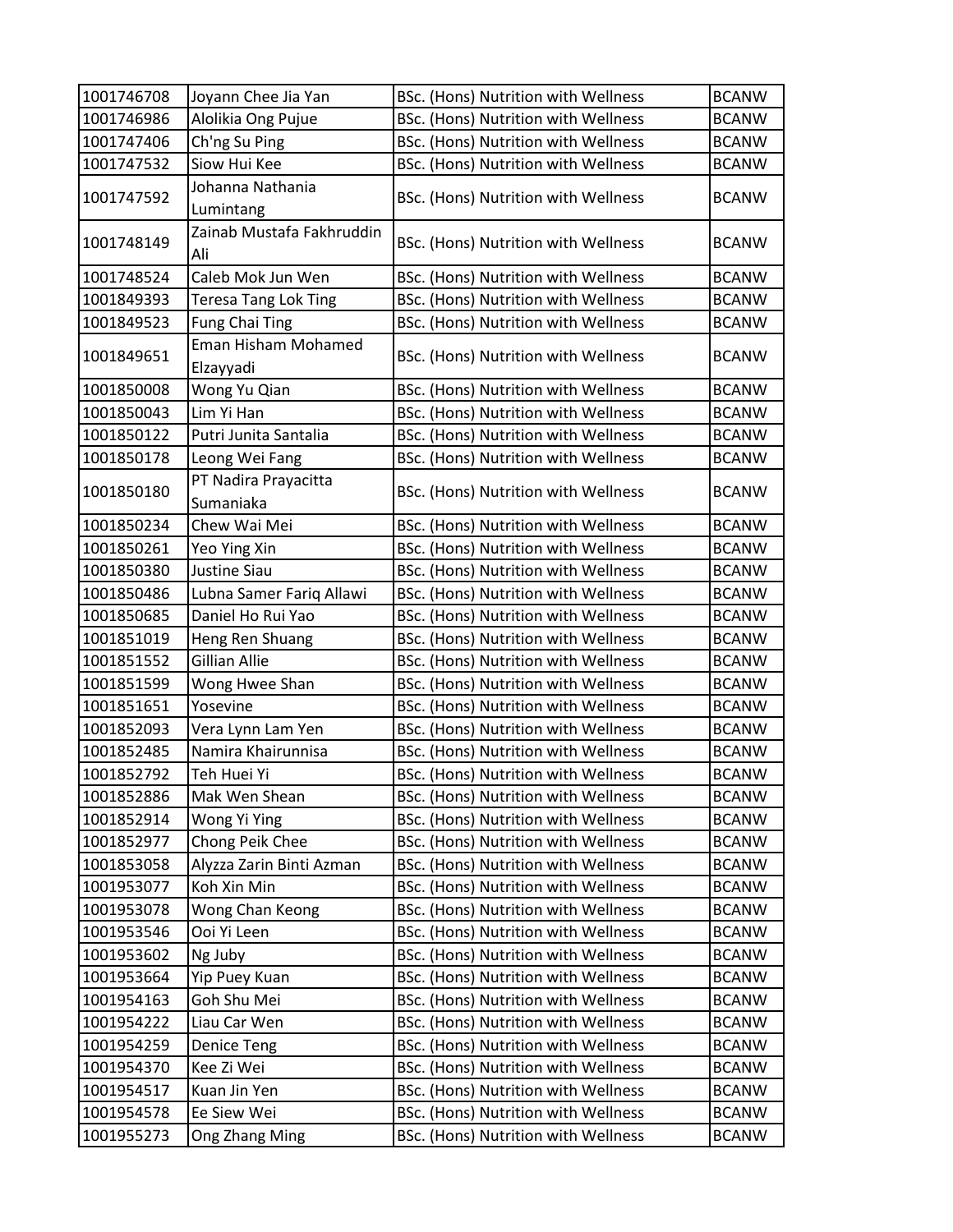| | | | |
|---|---|---|---|
| 1001746708 | Joyann Chee Jia Yan | BSc. (Hons) Nutrition with Wellness | BCANW |
| 1001746986 | Alolikia Ong Pujue | BSc. (Hons) Nutrition with Wellness | BCANW |
| 1001747406 | Ch'ng Su Ping | BSc. (Hons) Nutrition with Wellness | BCANW |
| 1001747532 | Siow Hui Kee | BSc. (Hons) Nutrition with Wellness | BCANW |
| 1001747592 | Johanna Nathania Lumintang | BSc. (Hons) Nutrition with Wellness | BCANW |
| 1001748149 | Zainab Mustafa Fakhruddin Ali | BSc. (Hons) Nutrition with Wellness | BCANW |
| 1001748524 | Caleb Mok Jun Wen | BSc. (Hons) Nutrition with Wellness | BCANW |
| 1001849393 | Teresa Tang Lok Ting | BSc. (Hons) Nutrition with Wellness | BCANW |
| 1001849523 | Fung Chai Ting | BSc. (Hons) Nutrition with Wellness | BCANW |
| 1001849651 | Eman Hisham Mohamed Elzayyadi | BSc. (Hons) Nutrition with Wellness | BCANW |
| 1001850008 | Wong Yu Qian | BSc. (Hons) Nutrition with Wellness | BCANW |
| 1001850043 | Lim Yi Han | BSc. (Hons) Nutrition with Wellness | BCANW |
| 1001850122 | Putri Junita Santalia | BSc. (Hons) Nutrition with Wellness | BCANW |
| 1001850178 | Leong Wei Fang | BSc. (Hons) Nutrition with Wellness | BCANW |
| 1001850180 | PT Nadira Prayacitta Sumaniaka | BSc. (Hons) Nutrition with Wellness | BCANW |
| 1001850234 | Chew Wai Mei | BSc. (Hons) Nutrition with Wellness | BCANW |
| 1001850261 | Yeo Ying Xin | BSc. (Hons) Nutrition with Wellness | BCANW |
| 1001850380 | Justine Siau | BSc. (Hons) Nutrition with Wellness | BCANW |
| 1001850486 | Lubna Samer Fariq Allawi | BSc. (Hons) Nutrition with Wellness | BCANW |
| 1001850685 | Daniel Ho Rui Yao | BSc. (Hons) Nutrition with Wellness | BCANW |
| 1001851019 | Heng Ren Shuang | BSc. (Hons) Nutrition with Wellness | BCANW |
| 1001851552 | Gillian Allie | BSc. (Hons) Nutrition with Wellness | BCANW |
| 1001851599 | Wong Hwee Shan | BSc. (Hons) Nutrition with Wellness | BCANW |
| 1001851651 | Yosevine | BSc. (Hons) Nutrition with Wellness | BCANW |
| 1001852093 | Vera Lynn Lam Yen | BSc. (Hons) Nutrition with Wellness | BCANW |
| 1001852485 | Namira Khairunnisa | BSc. (Hons) Nutrition with Wellness | BCANW |
| 1001852792 | Teh Huei Yi | BSc. (Hons) Nutrition with Wellness | BCANW |
| 1001852886 | Mak Wen Shean | BSc. (Hons) Nutrition with Wellness | BCANW |
| 1001852914 | Wong Yi Ying | BSc. (Hons) Nutrition with Wellness | BCANW |
| 1001852977 | Chong Peik Chee | BSc. (Hons) Nutrition with Wellness | BCANW |
| 1001853058 | Alyzza Zarin Binti Azman | BSc. (Hons) Nutrition with Wellness | BCANW |
| 1001953077 | Koh Xin Min | BSc. (Hons) Nutrition with Wellness | BCANW |
| 1001953078 | Wong Chan Keong | BSc. (Hons) Nutrition with Wellness | BCANW |
| 1001953546 | Ooi Yi Leen | BSc. (Hons) Nutrition with Wellness | BCANW |
| 1001953602 | Ng Juby | BSc. (Hons) Nutrition with Wellness | BCANW |
| 1001953664 | Yip Puey Kuan | BSc. (Hons) Nutrition with Wellness | BCANW |
| 1001954163 | Goh Shu Mei | BSc. (Hons) Nutrition with Wellness | BCANW |
| 1001954222 | Liau Car Wen | BSc. (Hons) Nutrition with Wellness | BCANW |
| 1001954259 | Denice Teng | BSc. (Hons) Nutrition with Wellness | BCANW |
| 1001954370 | Kee Zi Wei | BSc. (Hons) Nutrition with Wellness | BCANW |
| 1001954517 | Kuan Jin Yen | BSc. (Hons) Nutrition with Wellness | BCANW |
| 1001954578 | Ee Siew Wei | BSc. (Hons) Nutrition with Wellness | BCANW |
| 1001955273 | Ong Zhang Ming | BSc. (Hons) Nutrition with Wellness | BCANW |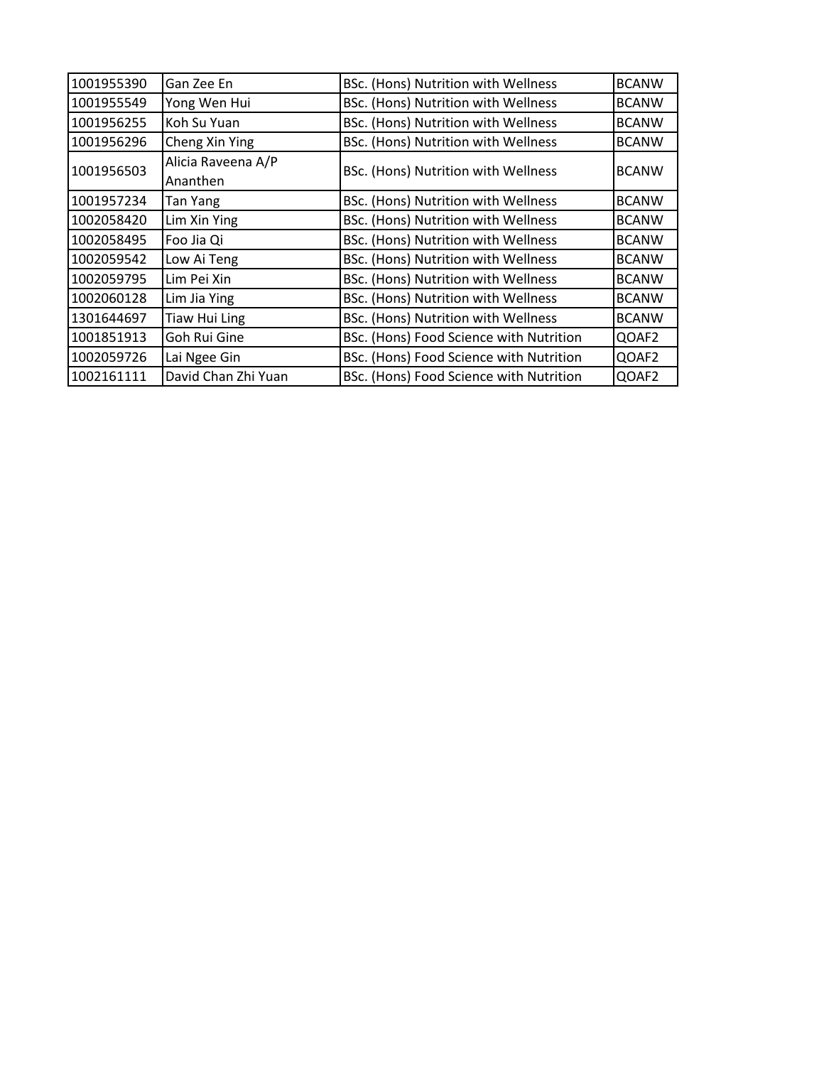| | | | |
|---|---|---|---|
| 1001955390 | Gan Zee En | BSc. (Hons) Nutrition with Wellness | BCANW |
| 1001955549 | Yong Wen Hui | BSc. (Hons) Nutrition with Wellness | BCANW |
| 1001956255 | Koh Su Yuan | BSc. (Hons) Nutrition with Wellness | BCANW |
| 1001956296 | Cheng Xin Ying | BSc. (Hons) Nutrition with Wellness | BCANW |
| 1001956503 | Alicia Raveena A/P Ananthen | BSc. (Hons) Nutrition with Wellness | BCANW |
| 1001957234 | Tan Yang | BSc. (Hons) Nutrition with Wellness | BCANW |
| 1002058420 | Lim Xin Ying | BSc. (Hons) Nutrition with Wellness | BCANW |
| 1002058495 | Foo Jia Qi | BSc. (Hons) Nutrition with Wellness | BCANW |
| 1002059542 | Low Ai Teng | BSc. (Hons) Nutrition with Wellness | BCANW |
| 1002059795 | Lim Pei Xin | BSc. (Hons) Nutrition with Wellness | BCANW |
| 1002060128 | Lim Jia Ying | BSc. (Hons) Nutrition with Wellness | BCANW |
| 1301644697 | Tiaw Hui Ling | BSc. (Hons) Nutrition with Wellness | BCANW |
| 1001851913 | Goh Rui Gine | BSc. (Hons) Food Science with Nutrition | QOAF2 |
| 1002059726 | Lai Ngee Gin | BSc. (Hons) Food Science with Nutrition | QOAF2 |
| 1002161111 | David Chan Zhi Yuan | BSc. (Hons) Food Science with Nutrition | QOAF2 |